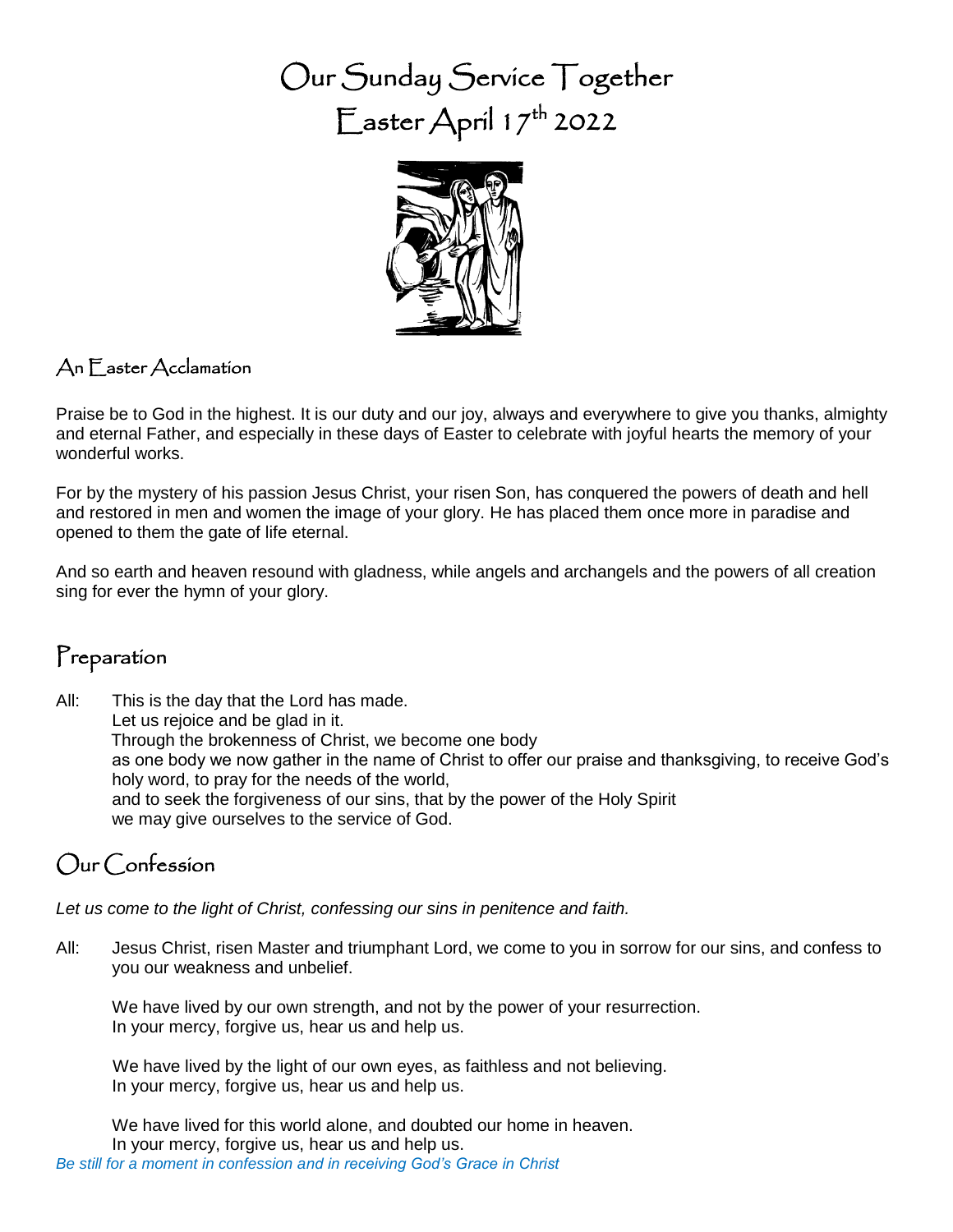# Our Sunday Service Together
# Easter April 17th 2022

## An Easter Acclamation

Praise be to God in the highest. It is our duty and our joy, always and everywhere to give you thanks, almighty and eternal Father, and especially in these days of Easter to celebrate with joyful hearts the memory of your wonderful works.

For by the mystery of his passion Jesus Christ, your risen Son, has conquered the powers of death and hell and restored in men and women the image of your glory. He has placed them once more in paradise and opened to them the gate of life eternal.

And so earth and heaven resound with gladness, while angels and archangels and the powers of all creation sing for ever the hymn of your glory.

## Preparation

All: This is the day that the Lord has made.
Let us rejoice and be glad in it.
Through the brokenness of Christ, we become one body
as one body we now gather in the name of Christ to offer our praise and thanksgiving, to receive God's holy word, to pray for the needs of the world,
and to seek the forgiveness of our sins, that by the power of the Holy Spirit
we may give ourselves to the service of God.

## Our Confession

*Let us come to the light of Christ, confessing our sins in penitence and faith.*

All: Jesus Christ, risen Master and triumphant Lord, we come to you in sorrow for our sins, and confess to you our weakness and unbelief.

We have lived by our own strength, and not by the power of your resurrection.
In your mercy, forgive us, hear us and help us.

We have lived by the light of our own eyes, as faithless and not believing.
In your mercy, forgive us, hear us and help us.

We have lived for this world alone, and doubted our home in heaven.
In your mercy, forgive us, hear us and help us.

*Be still for a moment in confession and in receiving God's Grace in Christ*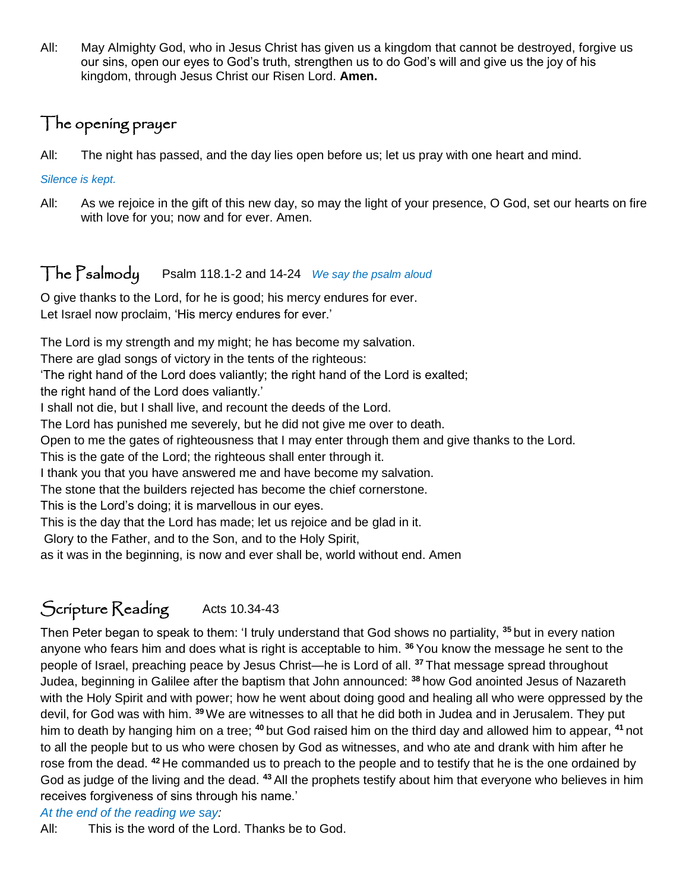All: May Almighty God, who in Jesus Christ has given us a kingdom that cannot be destroyed, forgive us our sins, open our eyes to God's truth, strengthen us to do God's will and give us the joy of his kingdom, through Jesus Christ our Risen Lord. **Amen.**

## The opening prayer

All: The night has passed, and the day lies open before us; let us pray with one heart and mind.

*Silence is kept.*

All: As we rejoice in the gift of this new day, so may the light of your presence, O God, set our hearts on fire with love for you; now and for ever. Amen.

## The Psalmody Psalm 118.1-2 and 14-24 *We say the psalm aloud*

O give thanks to the Lord, for he is good; his mercy endures for ever.
Let Israel now proclaim, 'His mercy endures for ever.'

The Lord is my strength and my might; he has become my salvation.
There are glad songs of victory in the tents of the righteous:
'The right hand of the Lord does valiantly; the right hand of the Lord is exalted;
the right hand of the Lord does valiantly.'
I shall not die, but I shall live, and recount the deeds of the Lord.
The Lord has punished me severely, but he did not give me over to death.
Open to me the gates of righteousness that I may enter through them and give thanks to the Lord.
This is the gate of the Lord; the righteous shall enter through it.
I thank you that you have answered me and have become my salvation.
The stone that the builders rejected has become the chief cornerstone.
This is the Lord's doing; it is marvellous in our eyes.
This is the day that the Lord has made; let us rejoice and be glad in it.
Glory to the Father, and to the Son, and to the Holy Spirit,
as it was in the beginning, is now and ever shall be, world without end. Amen

## Scripture Reading Acts 10.34-43

Then Peter began to speak to them: 'I truly understand that God shows no partiality, [35] but in every nation anyone who fears him and does what is right is acceptable to him. [36] You know the message he sent to the people of Israel, preaching peace by Jesus Christ—he is Lord of all. [37] That message spread throughout Judea, beginning in Galilee after the baptism that John announced: [38] how God anointed Jesus of Nazareth with the Holy Spirit and with power; how he went about doing good and healing all who were oppressed by the devil, for God was with him. [39] We are witnesses to all that he did both in Judea and in Jerusalem. They put him to death by hanging him on a tree; [40] but God raised him on the third day and allowed him to appear, [41] not to all the people but to us who were chosen by God as witnesses, and who ate and drank with him after he rose from the dead. [42] He commanded us to preach to the people and to testify that he is the one ordained by God as judge of the living and the dead. [43] All the prophets testify about him that everyone who believes in him receives forgiveness of sins through his name.'

*At the end of the reading we say:*

All: This is the word of the Lord. Thanks be to God.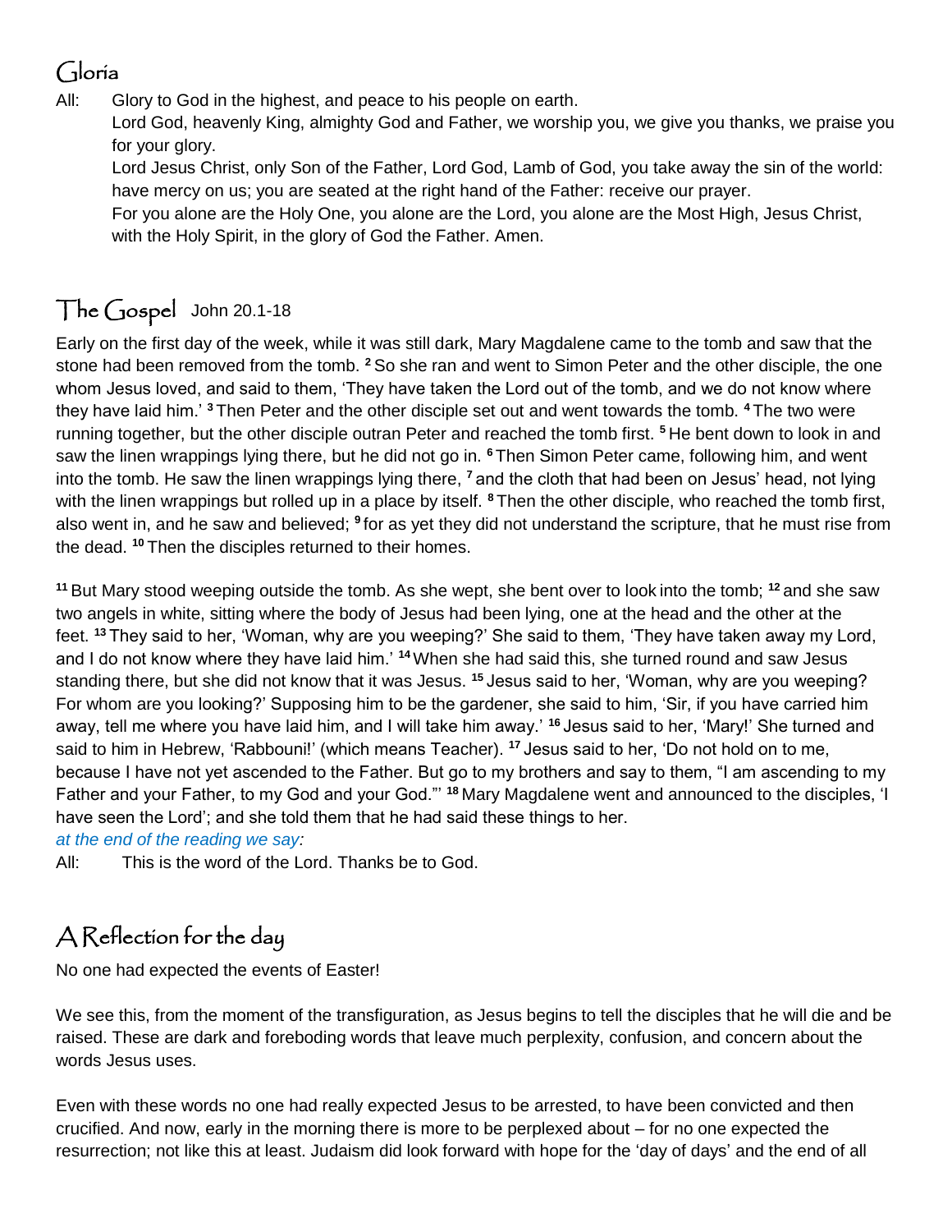## Gloria

All: Glory to God in the highest, and peace to his people on earth.
Lord God, heavenly King, almighty God and Father, we worship you, we give you thanks, we praise you for your glory.
Lord Jesus Christ, only Son of the Father, Lord God, Lamb of God, you take away the sin of the world: have mercy on us; you are seated at the right hand of the Father: receive our prayer.
For you alone are the Holy One, you alone are the Lord, you alone are the Most High, Jesus Christ, with the Holy Spirit, in the glory of God the Father. Amen.

## The Gospel John 20.1-18

Early on the first day of the week, while it was still dark, Mary Magdalene came to the tomb and saw that the stone had been removed from the tomb. **2** So she ran and went to Simon Peter and the other disciple, the one whom Jesus loved, and said to them, 'They have taken the Lord out of the tomb, and we do not know where they have laid him.' **3** Then Peter and the other disciple set out and went towards the tomb. **4** The two were running together, but the other disciple outran Peter and reached the tomb first. **5** He bent down to look in and saw the linen wrappings lying there, but he did not go in. **6** Then Simon Peter came, following him, and went into the tomb. He saw the linen wrappings lying there, **7** and the cloth that had been on Jesus' head, not lying with the linen wrappings but rolled up in a place by itself. **8** Then the other disciple, who reached the tomb first, also went in, and he saw and believed; **9** for as yet they did not understand the scripture, that he must rise from the dead. **10** Then the disciples returned to their homes.

**11** But Mary stood weeping outside the tomb. As she wept, she bent over to look into the tomb; **12** and she saw two angels in white, sitting where the body of Jesus had been lying, one at the head and the other at the feet. **13** They said to her, 'Woman, why are you weeping?' She said to them, 'They have taken away my Lord, and I do not know where they have laid him.' **14** When she had said this, she turned round and saw Jesus standing there, but she did not know that it was Jesus. **15** Jesus said to her, 'Woman, why are you weeping? For whom are you looking?' Supposing him to be the gardener, she said to him, 'Sir, if you have carried him away, tell me where you have laid him, and I will take him away.' **16** Jesus said to her, 'Mary!' She turned and said to him in Hebrew, 'Rabbouni!' (which means Teacher). **17** Jesus said to her, 'Do not hold on to me, because I have not yet ascended to the Father. But go to my brothers and say to them, "I am ascending to my Father and your Father, to my God and your God."' **18** Mary Magdalene went and announced to the disciples, 'I have seen the Lord'; and she told them that he had said these things to her.

*at the end of the reading we say:*

All: This is the word of the Lord. Thanks be to God.

## A Reflection for the day

No one had expected the events of Easter!

We see this, from the moment of the transfiguration, as Jesus begins to tell the disciples that he will die and be raised. These are dark and foreboding words that leave much perplexity, confusion, and concern about the words Jesus uses.

Even with these words no one had really expected Jesus to be arrested, to have been convicted and then crucified. And now, early in the morning there is more to be perplexed about – for no one expected the resurrection; not like this at least. Judaism did look forward with hope for the 'day of days' and the end of all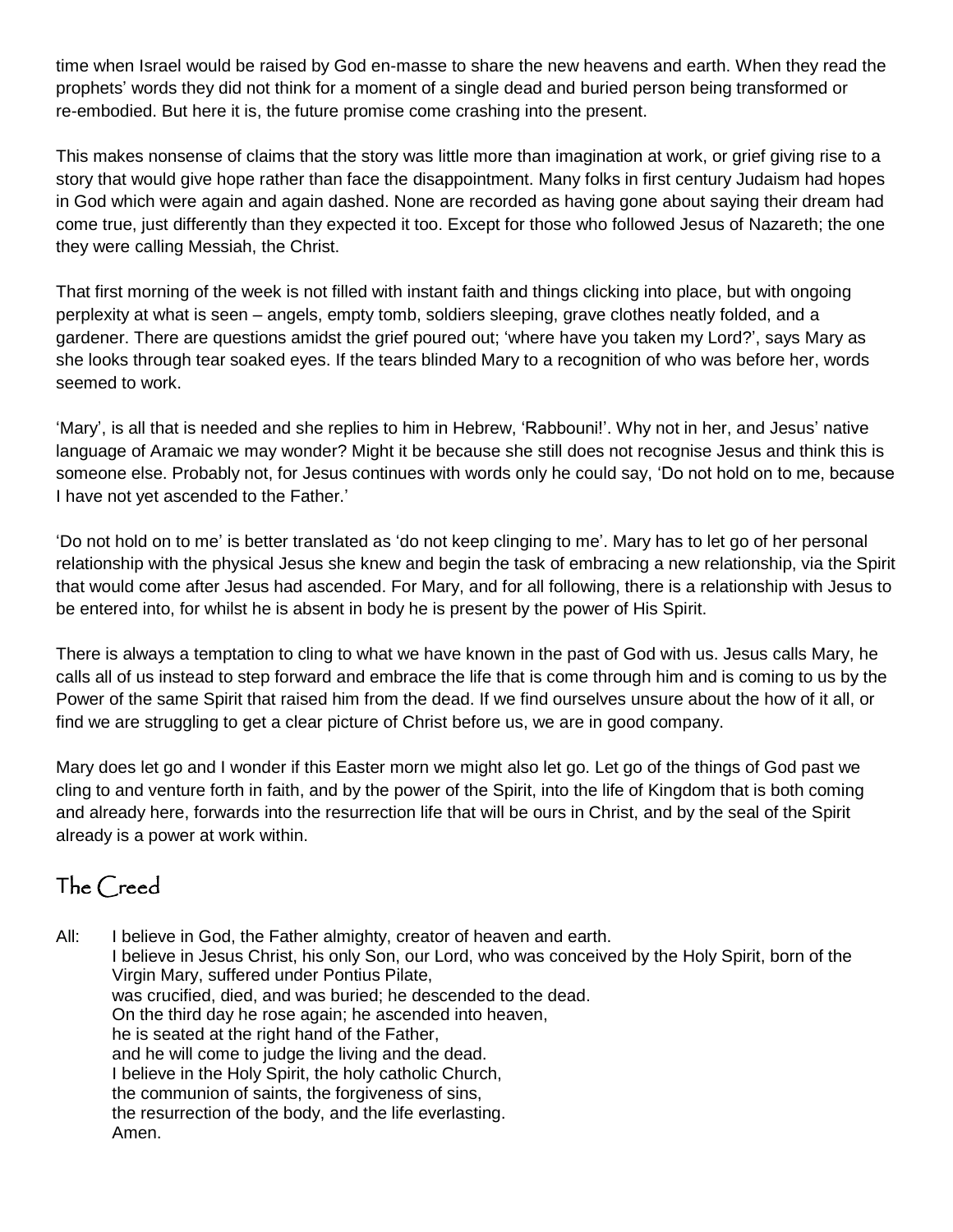time when Israel would be raised by God en-masse to share the new heavens and earth. When they read the prophets' words they did not think for a moment of a single dead and buried person being transformed or re-embodied. But here it is, the future promise come crashing into the present.

This makes nonsense of claims that the story was little more than imagination at work, or grief giving rise to a story that would give hope rather than face the disappointment. Many folks in first century Judaism had hopes in God which were again and again dashed. None are recorded as having gone about saying their dream had come true, just differently than they expected it too. Except for those who followed Jesus of Nazareth; the one they were calling Messiah, the Christ.

That first morning of the week is not filled with instant faith and things clicking into place, but with ongoing perplexity at what is seen – angels, empty tomb, soldiers sleeping, grave clothes neatly folded, and a gardener. There are questions amidst the grief poured out; 'where have you taken my Lord?', says Mary as she looks through tear soaked eyes. If the tears blinded Mary to a recognition of who was before her, words seemed to work.

'Mary', is all that is needed and she replies to him in Hebrew, 'Rabbouni!'. Why not in her, and Jesus' native language of Aramaic we may wonder? Might it be because she still does not recognise Jesus and think this is someone else. Probably not, for Jesus continues with words only he could say, 'Do not hold on to me, because I have not yet ascended to the Father.'

'Do not hold on to me' is better translated as 'do not keep clinging to me'. Mary has to let go of her personal relationship with the physical Jesus she knew and begin the task of embracing a new relationship, via the Spirit that would come after Jesus had ascended. For Mary, and for all following, there is a relationship with Jesus to be entered into, for whilst he is absent in body he is present by the power of His Spirit.

There is always a temptation to cling to what we have known in the past of God with us. Jesus calls Mary, he calls all of us instead to step forward and embrace the life that is come through him and is coming to us by the Power of the same Spirit that raised him from the dead. If we find ourselves unsure about the how of it all, or find we are struggling to get a clear picture of Christ before us, we are in good company.

Mary does let go and I wonder if this Easter morn we might also let go. Let go of the things of God past we cling to and venture forth in faith, and by the power of the Spirit, into the life of Kingdom that is both coming and already here, forwards into the resurrection life that will be ours in Christ, and by the seal of the Spirit already is a power at work within.

## The Creed

All: I believe in God, the Father almighty, creator of heaven and earth.
I believe in Jesus Christ, his only Son, our Lord, who was conceived by the Holy Spirit, born of the Virgin Mary, suffered under Pontius Pilate,
was crucified, died, and was buried; he descended to the dead.
On the third day he rose again; he ascended into heaven,
he is seated at the right hand of the Father,
and he will come to judge the living and the dead.
I believe in the Holy Spirit, the holy catholic Church,
the communion of saints, the forgiveness of sins,
the resurrection of the body, and the life everlasting.
Amen.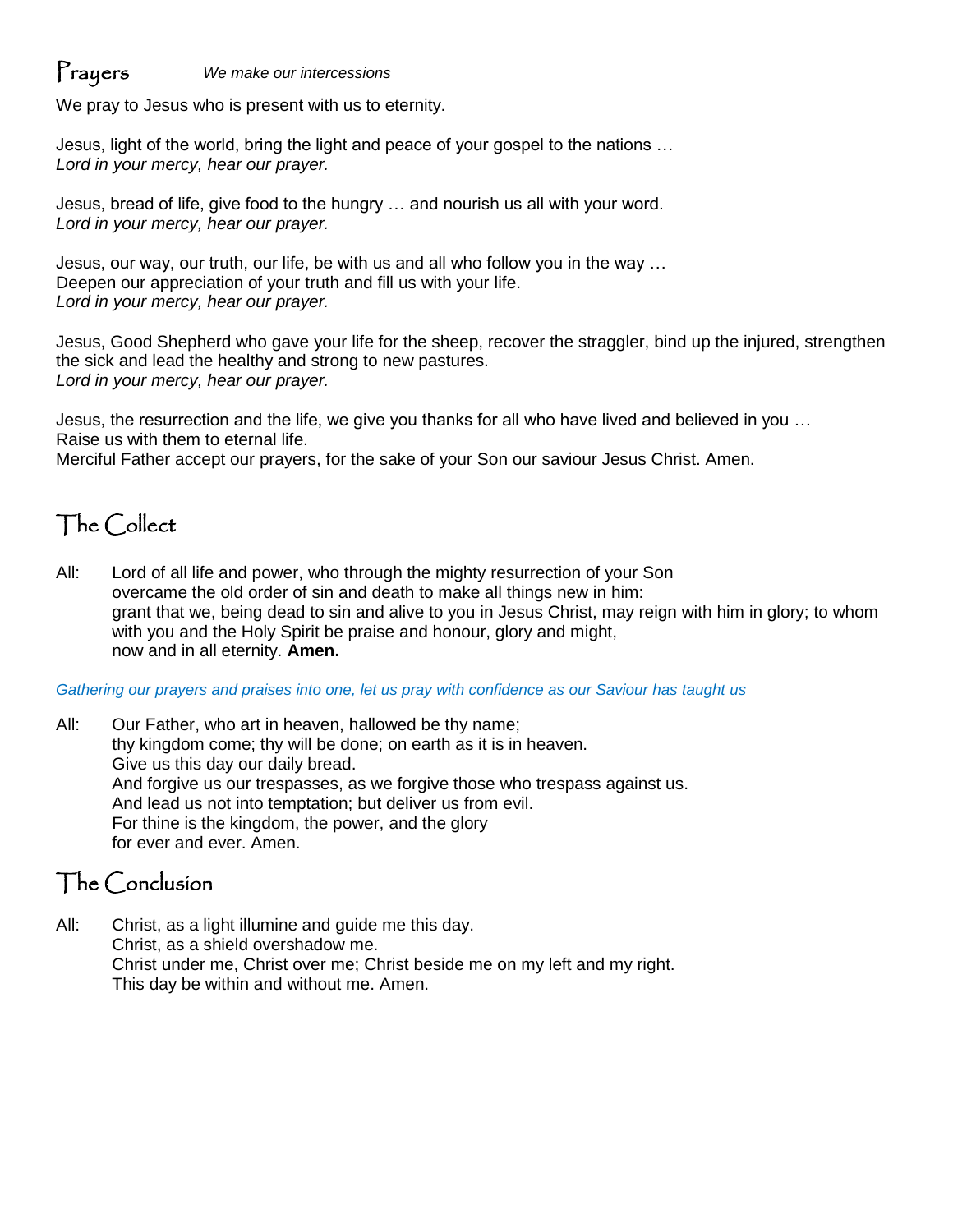## Prayers *We make our intercessions*

We pray to Jesus who is present with us to eternity.

Jesus, light of the world, bring the light and peace of your gospel to the nations …
*Lord in your mercy, hear our prayer.*

Jesus, bread of life, give food to the hungry … and nourish us all with your word.
*Lord in your mercy, hear our prayer.*

Jesus, our way, our truth, our life, be with us and all who follow you in the way …
Deepen our appreciation of your truth and fill us with your life.
*Lord in your mercy, hear our prayer.*

Jesus, Good Shepherd who gave your life for the sheep, recover the straggler, bind up the injured, strengthen the sick and lead the healthy and strong to new pastures.
*Lord in your mercy, hear our prayer.*

Jesus, the resurrection and the life, we give you thanks for all who have lived and believed in you …
Raise us with them to eternal life.
Merciful Father accept our prayers, for the sake of your Son our saviour Jesus Christ. Amen.

## The Collect

All: Lord of all life and power, who through the mighty resurrection of your Son
overcame the old order of sin and death to make all things new in him:
grant that we, being dead to sin and alive to you in Jesus Christ, may reign with him in glory; to whom with you and the Holy Spirit be praise and honour, glory and might,
now and in all eternity. **Amen.**

*Gathering our prayers and praises into one, let us pray with confidence as our Saviour has taught us*

All: Our Father, who art in heaven, hallowed be thy name;
thy kingdom come; thy will be done; on earth as it is in heaven.
Give us this day our daily bread.
And forgive us our trespasses, as we forgive those who trespass against us.
And lead us not into temptation; but deliver us from evil.
For thine is the kingdom, the power, and the glory
for ever and ever. Amen.

## The Conclusion

All: Christ, as a light illumine and guide me this day.
Christ, as a shield overshadow me.
Christ under me, Christ over me; Christ beside me on my left and my right.
This day be within and without me. Amen.